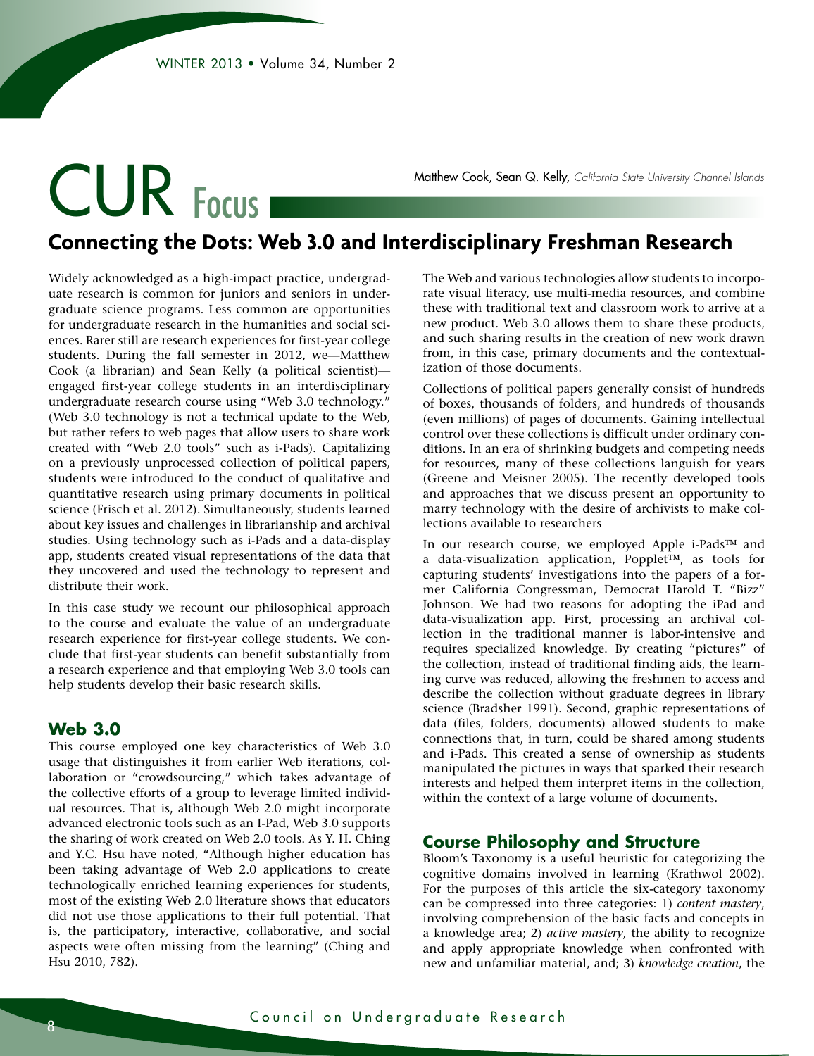# CUR Focus

Matthew Cook, Sean Q. Kelly, *California State University Channel Islands*

## Connecting the Dots: Web 3.0 and Interdisciplinary Freshman Research

Widely acknowledged as a high-impact practice, undergraduate research is common for juniors and seniors in undergraduate science programs. Less common are opportunities for undergraduate research in the humanities and social sciences. Rarer still are research experiences for first-year college students. During the fall semester in 2012, we—Matthew Cook (a librarian) and Sean Kelly (a political scientist)—engaged first-year college students in an interdisciplinary undergraduate research course using "Web 3.0 technology." (Web 3.0 technology is not a technical update to the Web, but rather refers to web pages that allow users to share work created with "Web 2.0 tools" such as i-Pads). Capitalizing on a previously unprocessed collection of political papers, students were introduced to the conduct of qualitative and quantitative research using primary documents in political science (Frisch et al. 2012). Simultaneously, students learned about key issues and challenges in librarianship and archival studies. Using technology such as i-Pads and a data-display app, students created visual representations of the data that they uncovered and used the technology to represent and distribute their work.

In this case study we recount our philosophical approach to the course and evaluate the value of an undergraduate research experience for first-year college students. We conclude that first-year students can benefit substantially from a research experience and that employing Web 3.0 tools can help students develop their basic research skills.

### Web 3.0

This course employed one key characteristics of Web 3.0 usage that distinguishes it from earlier Web iterations, collaboration or "crowdsourcing," which takes advantage of the collective efforts of a group to leverage limited individual resources. That is, although Web 2.0 might incorporate advanced electronic tools such as an I-Pad, Web 3.0 supports the sharing of work created on Web 2.0 tools. As Y. H. Ching and Y.C. Hsu have noted, "Although higher education has been taking advantage of Web 2.0 applications to create technologically enriched learning experiences for students, most of the existing Web 2.0 literature shows that educators did not use those applications to their full potential. That is, the participatory, interactive, collaborative, and social aspects were often missing from the learning" (Ching and Hsu 2010, 782).

The Web and various technologies allow students to incorporate visual literacy, use multi-media resources, and combine these with traditional text and classroom work to arrive at a new product. Web 3.0 allows them to share these products, and such sharing results in the creation of new work drawn from, in this case, primary documents and the contextualization of those documents.

Collections of political papers generally consist of hundreds of boxes, thousands of folders, and hundreds of thousands (even millions) of pages of documents. Gaining intellectual control over these collections is difficult under ordinary conditions. In an era of shrinking budgets and competing needs for resources, many of these collections languish for years (Greene and Meisner 2005). The recently developed tools and approaches that we discuss present an opportunity to marry technology with the desire of archivists to make collections available to researchers

In our research course, we employed Apple i-Pads™ and a data-visualization application, Popplet™, as tools for capturing students' investigations into the papers of a former California Congressman, Democrat Harold T. "Bizz" Johnson. We had two reasons for adopting the iPad and data-visualization app. First, processing an archival collection in the traditional manner is labor-intensive and requires specialized knowledge. By creating "pictures" of the collection, instead of traditional finding aids, the learning curve was reduced, allowing the freshmen to access and describe the collection without graduate degrees in library science (Bradsher 1991). Second, graphic representations of data (files, folders, documents) allowed students to make connections that, in turn, could be shared among students and i-Pads. This created a sense of ownership as students manipulated the pictures in ways that sparked their research interests and helped them interpret items in the collection, within the context of a large volume of documents.

### Course Philosophy and Structure

Bloom's Taxonomy is a useful heuristic for categorizing the cognitive domains involved in learning (Krathwol 2002). For the purposes of this article the six-category taxonomy can be compressed into three categories: 1) *content mastery*, involving comprehension of the basic facts and concepts in a knowledge area; 2) *active mastery*, the ability to recognize and apply appropriate knowledge when confronted with new and unfamiliar material, and; 3) *knowledge creation*, the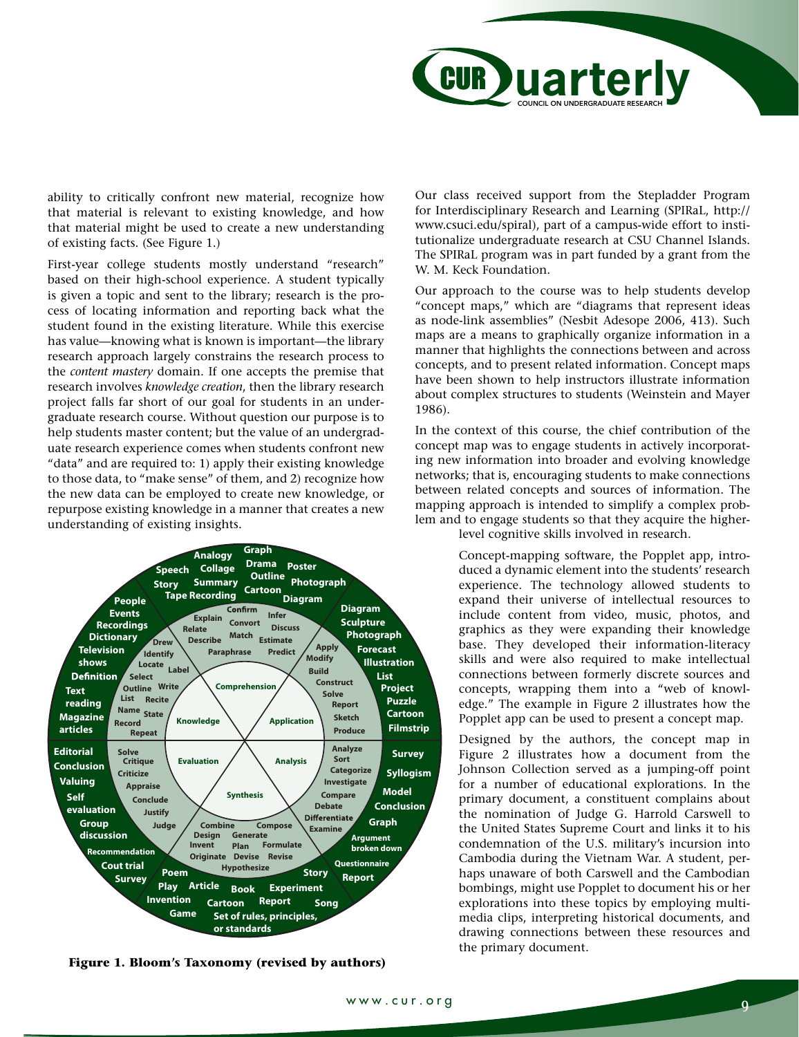ability to critically confront new material, recognize how that material is relevant to existing knowledge, and how that material might be used to create a new understanding of existing facts. (See Figure 1.)

First-year college students mostly understand "research" based on their high-school experience. A student typically is given a topic and sent to the library; research is the process of locating information and reporting back what the student found in the existing literature. While this exercise has value—knowing what is known is important—the library research approach largely constrains the research process to the *content mastery* domain. If one accepts the premise that research involves *knowledge creation*, then the library research project falls far short of our goal for students in an undergraduate research course. Without question our purpose is to help students master content; but the value of an undergraduate research experience comes when students confront new "data" and are required to: 1) apply their existing knowledge to those data, to "make sense" of them, and 2) recognize how the new data can be employed to create new knowledge, or repurpose existing knowledge in a manner that creates a new understanding of existing insights.

**Figure 1. Bloom's Taxonomy (revised by authors)**

Our class received support from the Stepladder Program for Interdisciplinary Research and Learning (SPIRaL, http://www.csuci.edu/spiral), part of a campus-wide effort to institutionalize undergraduate research at CSU Channel Islands. The SPIRaL program was in part funded by a grant from the W. M. Keck Foundation.

Our approach to the course was to help students develop "concept maps," which are "diagrams that represent ideas as node-link assemblies" (Nesbit Adesope 2006, 413). Such maps are a means to graphically organize information in a manner that highlights the connections between and across concepts, and to present related information. Concept maps have been shown to help instructors illustrate information about complex structures to students (Weinstein and Mayer 1986).

In the context of this course, the chief contribution of the concept map was to engage students in actively incorporating new information into broader and evolving knowledge networks; that is, encouraging students to make connections between related concepts and sources of information. The mapping approach is intended to simplify a complex problem and to engage students so that they acquire the higher-level cognitive skills involved in research.

Concept-mapping software, the Popplet app, introduced a dynamic element into the students' research experience. The technology allowed students to expand their universe of intellectual resources to include content from video, music, photos, and graphics as they were expanding their knowledge base. They developed their information-literacy skills and were also required to make intellectual connections between formerly discrete sources and concepts, wrapping them into a "web of knowledge." The example in Figure 2 illustrates how the Popplet app can be used to present a concept map.

Designed by the authors, the concept map in Figure 2 illustrates how a document from the Johnson Collection served as a jumping-off point for a number of educational explorations. In the primary document, a constituent complains about the nomination of Judge G. Harrold Carswell to the United States Supreme Court and links it to his condemnation of the U.S. military's incursion into Cambodia during the Vietnam War. A student, perhaps unaware of both Carswell and the Cambodian bombings, might use Popplet to document his or her explorations into these topics by employing multimedia clips, interpreting historical documents, and drawing connections between these resources and the primary document.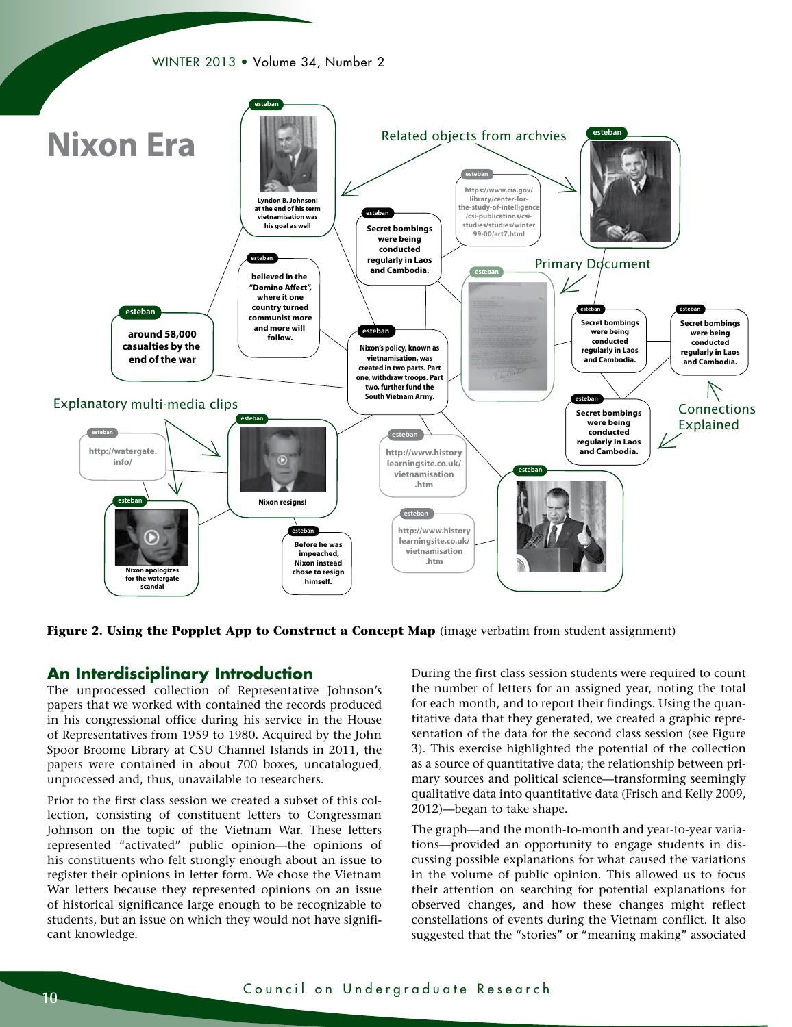**Figure 2. Using the Popplet App to Construct a Concept Map** (image verbatim from student assignment)

## An Interdisciplinary Introduction

The unprocessed collection of Representative Johnson's papers that we worked with contained the records produced in his congressional office during his service in the House of Representatives from 1959 to 1980. Acquired by the John Spoor Broome Library at CSU Channel Islands in 2011, the papers were contained in about 700 boxes, uncatalogued, unprocessed and, thus, unavailable to researchers.

Prior to the first class session we created a subset of this collection, consisting of constituent letters to Congressman Johnson on the topic of the Vietnam War. These letters represented "activated" public opinion—the opinions of his constituents who felt strongly enough about an issue to register their opinions in letter form. We chose the Vietnam War letters because they represented opinions on an issue of historical significance large enough to be recognizable to students, but an issue on which they would not have significant knowledge.

During the first class session students were required to count the number of letters for an assigned year, noting the total for each month, and to report their findings. Using the quantitative data that they generated, we created a graphic representation of the data for the second class session (see Figure 3). This exercise highlighted the potential of the collection as a source of quantitative data; the relationship between primary sources and political science—transforming seemingly qualitative data into quantitative data (Frisch and Kelly 2009, 2012)—began to take shape.

The graph—and the month-to-month and year-to-year variations—provided an opportunity to engage students in discussing possible explanations for what caused the variations in the volume of public opinion. This allowed us to focus their attention on searching for potential explanations for observed changes, and how these changes might reflect constellations of events during the Vietnam conflict. It also suggested that the "stories" or "meaning making" associated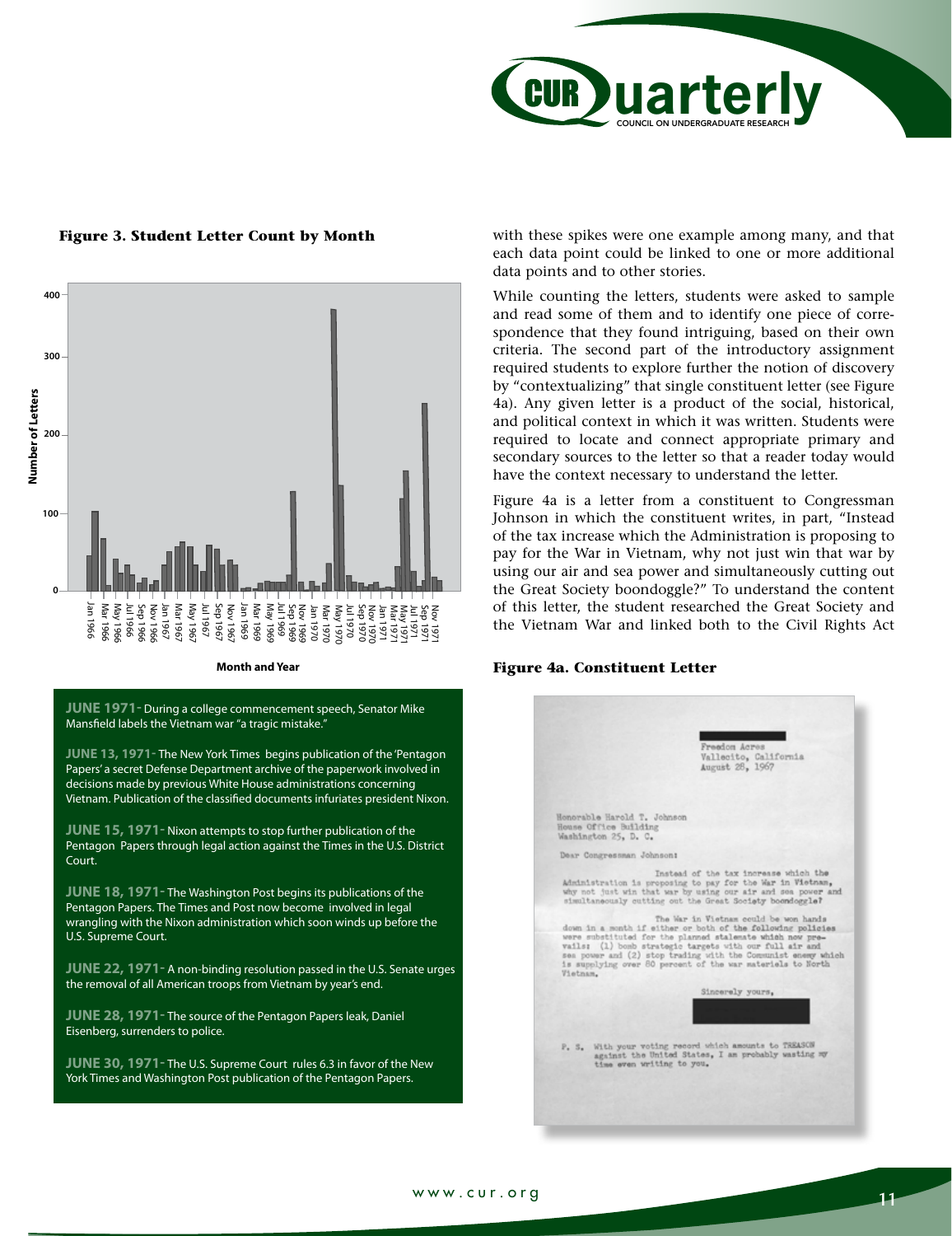**Figure 3. Student Letter Count by Month**

**Figure 4a. Constituent Letter**

**JUNE 1971**- During a college commencement speech, Senator Mike Mansfield labels the Vietnam war "a tragic mistake."

**JUNE 13, 1971**- The New York Times begins publication of the 'Pentagon Papers' a secret Defense Department archive of the paperwork involved in decisions made by previous White House administrations concerning Vietnam. Publication of the classified documents infuriates president Nixon.

**JUNE 15, 1971**- Nixon attempts to stop further publication of the Pentagon Papers through legal action against the Times in the U.S. District Court.

**JUNE 18, 1971**- The Washington Post begins its publications of the Pentagon Papers. The Times and Post now become involved in legal wrangling with the Nixon administration which soon winds up before the U.S. Supreme Court.

**JUNE 22, 1971**- A non-binding resolution passed in the U.S. Senate urges the removal of all American troops from Vietnam by year's end.

**JUNE 28, 1971**- The source of the Pentagon Papers leak, Daniel Eisenberg, surrenders to police.

**JUNE 30, 1971**- The U.S. Supreme Court rules 6.3 in favor of the New York Times and Washington Post publication of the Pentagon Papers.

with these spikes were one example among many, and that each data point could be linked to one or more additional data points and to other stories.

While counting the letters, students were asked to sample and read some of them and to identify one piece of correspondence that they found intriguing, based on their own criteria. The second part of the introductory assignment required students to explore further the notion of discovery by "contextualizing" that single constituent letter (see Figure 4a). Any given letter is a product of the social, historical, and political context in which it was written. Students were required to locate and connect appropriate primary and secondary sources to the letter so that a reader today would have the context necessary to understand the letter.

Figure 4a is a letter from a constituent to Congressman Johnson in which the constituent writes, in part, "Instead of the tax increase which the Administration is proposing to pay for the War in Vietnam, why not just win that war by using our air and sea power and simultaneously cutting out the Great Society boondoggle?" To understand the content of this letter, the student researched the Great Society and the Vietnam War and linked both to the Civil Rights Act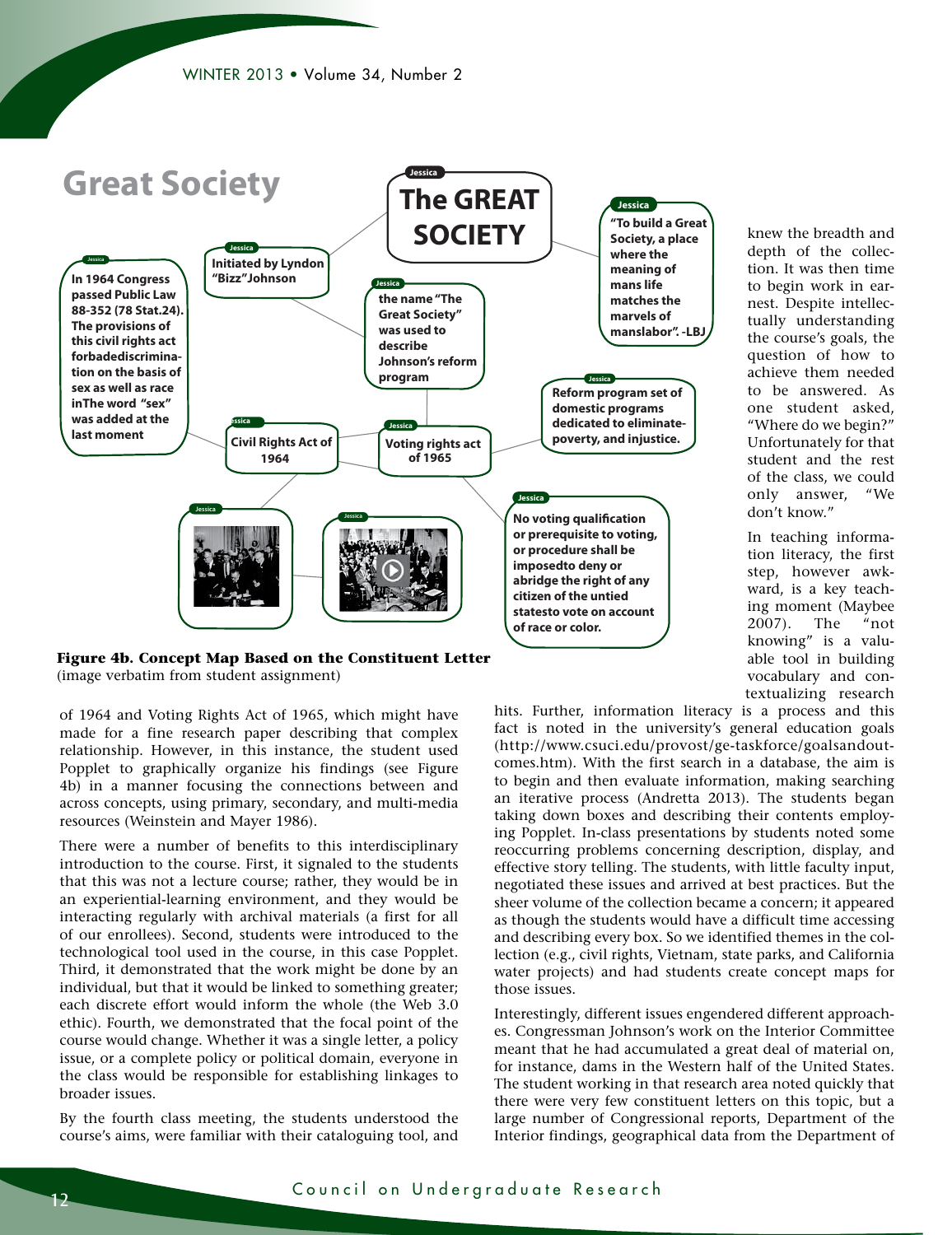**Great Society**

**The GREAT SOCIETY**

**Initiated by Lyndon "Bizz"Johnson**

**In 1964 Congress passed Public Law 88-352 (78 Stat.24). The provisions of this civil rights act forbadediscrimination on the basis of sex as well as race inThe word "sex" was added at the last moment**

**the name "The Great Society" was used to describe Johnson's reform program**

**"To build a Great Society, a place where the meaning of mans life matches the marvels of manslabor". -LBJ**

**Reform program set of domestic programs dedicated to eliminate- poverty, and injustice.**

**Civil Rights Act of 1964**

**Voting rights act of 1965**

**No voting qualification or prerequisite to voting, or procedure shall be imposedto deny or abridge the right of any citizen of the untied statesto vote on account of race or color.**

**Figure 4b. Concept Map Based on the Constituent Letter**
(image verbatim from student assignment)

of 1964 and Voting Rights Act of 1965, which might have made for a fine research paper describing that complex relationship. However, in this instance, the student used Popplet to graphically organize his findings (see Figure 4b) in a manner focusing the connections between and across concepts, using primary, secondary, and multi-media resources (Weinstein and Mayer 1986).

There were a number of benefits to this interdisciplinary introduction to the course. First, it signaled to the students that this was not a lecture course; rather, they would be in an experiential-learning environment, and they would be interacting regularly with archival materials (a first for all of our enrollees). Second, students were introduced to the technological tool used in the course, in this case Popplet. Third, it demonstrated that the work might be done by an individual, but that it would be linked to something greater; each discrete effort would inform the whole (the Web 3.0 ethic). Fourth, we demonstrated that the focal point of the course would change. Whether it was a single letter, a policy issue, or a complete policy or political domain, everyone in the class would be responsible for establishing linkages to broader issues.

By the fourth class meeting, the students understood the course's aims, were familiar with their cataloguing tool, and knew the breadth and depth of the collection. It was then time to begin work in earnest. Despite intellectually understanding the course's goals, the question of how to achieve them needed to be answered. As one student asked, "Where do we begin?" Unfortunately for that student and the rest of the class, we could only answer, "We don't know."

In teaching information literacy, the first step, however awkward, is a key teaching moment (Maybee 2007). The "not knowing" is a valuable tool in building vocabulary and contextualizing research hits. Further, information literacy is a process and this fact is noted in the university's general education goals (http://www.csuci.edu/provost/ge-taskforce/goalsandoutcomes.htm). With the first search in a database, the aim is to begin and then evaluate information, making searching an iterative process (Andretta 2013). The students began taking down boxes and describing their contents employing Popplet. In-class presentations by students noted some reoccurring problems concerning description, display, and effective story telling. The students, with little faculty input, negotiated these issues and arrived at best practices. But the sheer volume of the collection became a concern; it appeared as though the students would have a difficult time accessing and describing every box. So we identified themes in the collection (e.g., civil rights, Vietnam, state parks, and California water projects) and had students create concept maps for those issues.

Interestingly, different issues engendered different approaches. Congressman Johnson's work on the Interior Committee meant that he had accumulated a great deal of material on, for instance, dams in the Western half of the United States. The student working in that research area noted quickly that there were very few constituent letters on this topic, but a large number of Congressional reports, Department of the Interior findings, geographical data from the Department of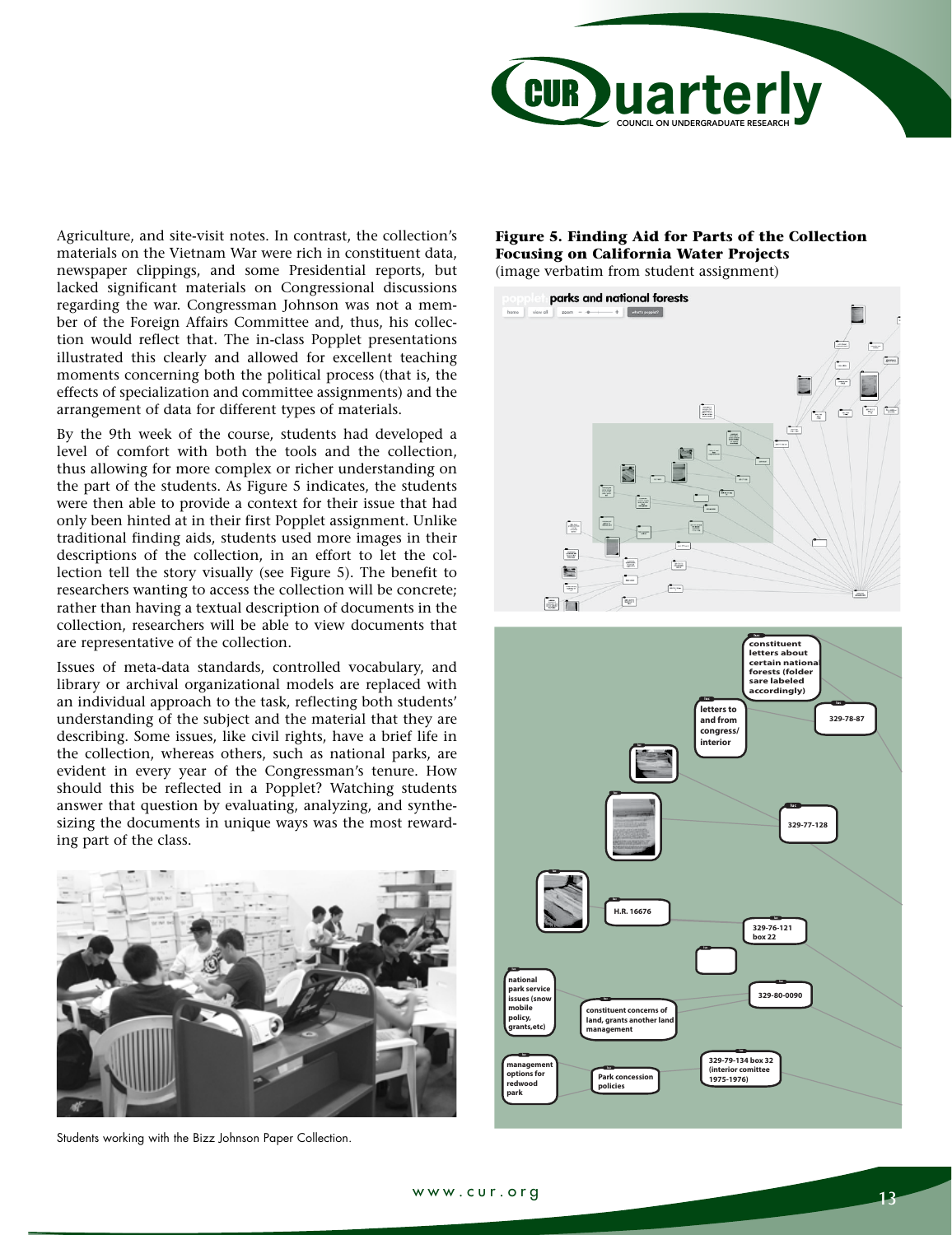Agriculture, and site-visit notes. In contrast, the collection's materials on the Vietnam War were rich in constituent data, newspaper clippings, and some Presidential reports, but lacked significant materials on Congressional discussions regarding the war. Congressman Johnson was not a member of the Foreign Affairs Committee and, thus, his collection would reflect that. The in-class Popplet presentations illustrated this clearly and allowed for excellent teaching moments concerning both the political process (that is, the effects of specialization and committee assignments) and the arrangement of data for different types of materials.

By the 9th week of the course, students had developed a level of comfort with both the tools and the collection, thus allowing for more complex or richer understanding on the part of the students. As Figure 5 indicates, the students were then able to provide a context for their issue that had only been hinted at in their first Popplet assignment. Unlike traditional finding aids, students used more images in their descriptions of the collection, in an effort to let the collection tell the story visually (see Figure 5). The benefit to researchers wanting to access the collection will be concrete; rather than having a textual description of documents in the collection, researchers will be able to view documents that are representative of the collection.

Issues of meta-data standards, controlled vocabulary, and library or archival organizational models are replaced with an individual approach to the task, reflecting both students' understanding of the subject and the material that they are describing. Some issues, like civil rights, have a brief life in the collection, whereas others, such as national parks, are evident in every year of the Congressman's tenure. How should this be reflected in a Popplet? Watching students answer that question by evaluating, analyzing, and synthesizing the documents in unique ways was the most rewarding part of the class.

Students working with the Bizz Johnson Paper Collection.

**Figure 5. Finding Aid for Parts of the Collection Focusing on California Water Projects**
(image verbatim from student assignment)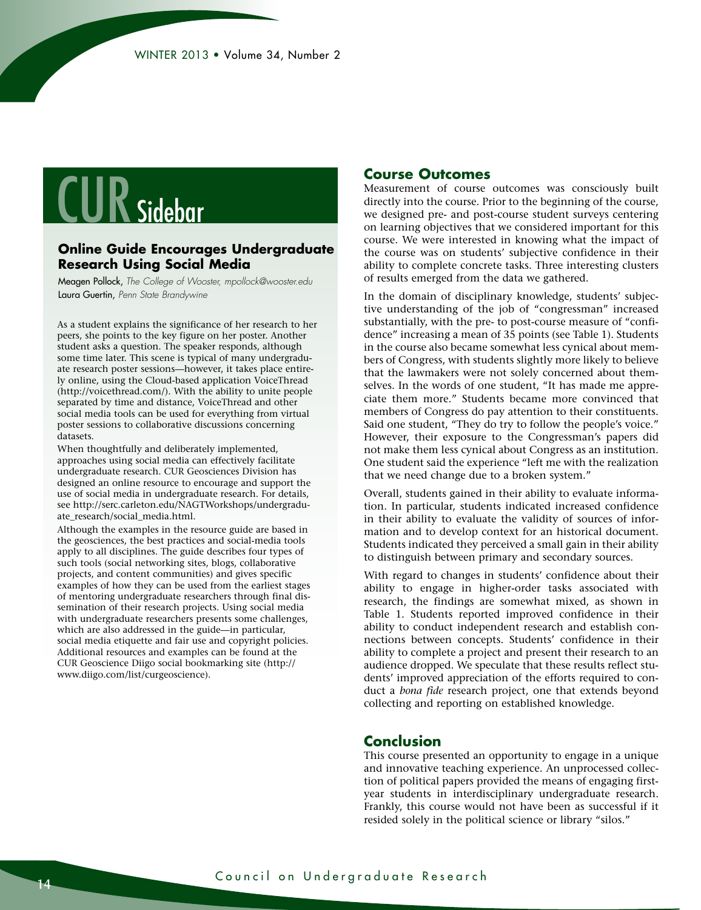## CUR Sidebar

### Online Guide Encourages Undergraduate Research Using Social Media

Meagen Pollock, *The College of Wooster, mpollock@wooster.edu*
Laura Guertin, *Penn State Brandywine*

As a student explains the significance of her research to her peers, she points to the key figure on her poster. Another student asks a question. The speaker responds, although some time later. This scene is typical of many undergraduate research poster sessions—however, it takes place entirely online, using the Cloud-based application VoiceThread (http://voicethread.com/). With the ability to unite people separated by time and distance, VoiceThread and other social media tools can be used for everything from virtual poster sessions to collaborative discussions concerning datasets.

When thoughtfully and deliberately implemented, approaches using social media can effectively facilitate undergraduate research. CUR Geosciences Division has designed an online resource to encourage and support the use of social media in undergraduate research. For details, see http://serc.carleton.edu/NAGTWorkshops/undergraduate_research/social_media.html.

Although the examples in the resource guide are based in the geosciences, the best practices and social-media tools apply to all disciplines. The guide describes four types of such tools (social networking sites, blogs, collaborative projects, and content communities) and gives specific examples of how they can be used from the earliest stages of mentoring undergraduate researchers through final dissemination of their research projects. Using social media with undergraduate researchers presents some challenges, which are also addressed in the guide—in particular, social media etiquette and fair use and copyright policies. Additional resources and examples can be found at the CUR Geoscience Diigo social bookmarking site (http://www.diigo.com/list/curgeoscience).

## Course Outcomes

Measurement of course outcomes was consciously built directly into the course. Prior to the beginning of the course, we designed pre- and post-course student surveys centering on learning objectives that we considered important for this course. We were interested in knowing what the impact of the course was on students' subjective confidence in their ability to complete concrete tasks. Three interesting clusters of results emerged from the data we gathered.

In the domain of disciplinary knowledge, students' subjective understanding of the job of "congressman" increased substantially, with the pre- to post-course measure of "confidence" increasing a mean of 35 points (see Table 1). Students in the course also became somewhat less cynical about members of Congress, with students slightly more likely to believe that the lawmakers were not solely concerned about themselves. In the words of one student, "It has made me appreciate them more." Students became more convinced that members of Congress do pay attention to their constituents. Said one student, "They do try to follow the people's voice." However, their exposure to the Congressman's papers did not make them less cynical about Congress as an institution. One student said the experience "left me with the realization that we need change due to a broken system."

Overall, students gained in their ability to evaluate information. In particular, students indicated increased confidence in their ability to evaluate the validity of sources of information and to develop context for an historical document. Students indicated they perceived a small gain in their ability to distinguish between primary and secondary sources.

With regard to changes in students' confidence about their ability to engage in higher-order tasks associated with research, the findings are somewhat mixed, as shown in Table 1. Students reported improved confidence in their ability to conduct independent research and establish connections between concepts. Students' confidence in their ability to complete a project and present their research to an audience dropped. We speculate that these results reflect students' improved appreciation of the efforts required to conduct a *bona fide* research project, one that extends beyond collecting and reporting on established knowledge.

## Conclusion

This course presented an opportunity to engage in a unique and innovative teaching experience. An unprocessed collection of political papers provided the means of engaging first-year students in interdisciplinary undergraduate research. Frankly, this course would not have been as successful if it resided solely in the political science or library "silos."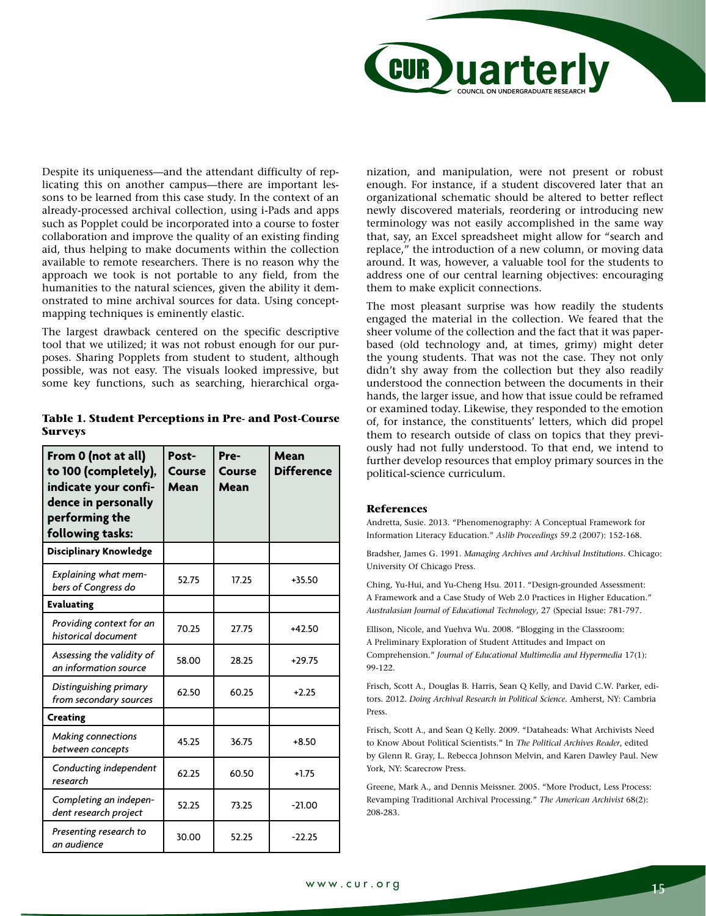Despite its uniqueness—and the attendant difficulty of replicating this on another campus—there are important lessons to be learned from this case study. In the context of an already-processed archival collection, using i-Pads and apps such as Popplet could be incorporated into a course to foster collaboration and improve the quality of an existing finding aid, thus helping to make documents within the collection available to remote researchers. There is no reason why the approach we took is not portable to any field, from the humanities to the natural sciences, given the ability it demonstrated to mine archival sources for data. Using concept-mapping techniques is eminently elastic.

The largest drawback centered on the specific descriptive tool that we utilized; it was not robust enough for our purposes. Sharing Popplets from student to student, although possible, was not easy. The visuals looked impressive, but some key functions, such as searching, hierarchical organization, and manipulation, were not present or robust enough. For instance, if a student discovered later that an organizational schematic should be altered to better reflect newly discovered materials, reordering or introducing new terminology was not easily accomplished in the same way that, say, an Excel spreadsheet might allow for "search and replace," the introduction of a new column, or moving data around. It was, however, a valuable tool for the students to address one of our central learning objectives: encouraging them to make explicit connections.

**Table 1. Student Perceptions in Pre- and Post-Course Surveys**

| From 0 (not at all) to 100 (completely), indicate your confidence in personally performing the following tasks: | Post-Course Mean | Pre-Course Mean | Mean Difference |
|---|---|---|---|
| **Disciplinary Knowledge** | | | |
| *Explaining what members of Congress do* | 52.75 | 17.25 | +35.50 |
| **Evaluating** | | | |
| *Providing context for an historical document* | 70.25 | 27.75 | +42.50 |
| *Assessing the validity of an information source* | 58.00 | 28.25 | +29.75 |
| *Distinguishing primary from secondary sources* | 62.50 | 60.25 | +2.25 |
| **Creating** | | | |
| *Making connections between concepts* | 45.25 | 36.75 | +8.50 |
| *Conducting independent research* | 62.25 | 60.50 | +1.75 |
| *Completing an independent research project* | 52.25 | 73.25 | -21.00 |
| *Presenting research to an audience* | 30.00 | 52.25 | -22.25 |

The most pleasant surprise was how readily the students engaged the material in the collection. We feared that the sheer volume of the collection and the fact that it was paper-based (old technology and, at times, grimy) might deter the young students. That was not the case. They not only didn't shy away from the collection but they also readily understood the connection between the documents in their hands, the larger issue, and how that issue could be reframed or examined today. Likewise, they responded to the emotion of, for instance, the constituents' letters, which did propel them to research outside of class on topics that they previously had not fully understood. To that end, we intend to further develop resources that employ primary sources in the political-science curriculum.

### References

Andretta, Susie. 2013. "Phenomenography: A Conceptual Framework for Information Literacy Education." *Aslib Proceedings* 59.2 (2007): 152-168.

Bradsher, James G. 1991. *Managing Archives and Archival Institutions*. Chicago: University Of Chicago Press.

Ching, Yu-Hui, and Yu-Cheng Hsu. 2011. "Design-grounded Assessment: A Framework and a Case Study of Web 2.0 Practices in Higher Education." *Australasian Journal of Educational Technology*, 27 (Special Issue: 781-797.

Ellison, Nicole, and Yuehva Wu. 2008. "Blogging in the Classroom: A Preliminary Exploration of Student Attitudes and Impact on Comprehension." *Journal of Educational Multimedia and Hypermedia* 17(1): 99-122.

Frisch, Scott A., Douglas B. Harris, Sean Q Kelly, and David C.W. Parker, editors. 2012. *Doing Archival Research in Political Science*. Amherst, NY: Cambria Press.

Frisch, Scott A., and Sean Q Kelly. 2009. "Dataheads: What Archivists Need to Know About Political Scientists." In *The Political Archives Reader*, edited by Glenn R. Gray, L. Rebecca Johnson Melvin, and Karen Dawley Paul. New York, NY: Scarecrow Press.

Greene, Mark A., and Dennis Meissner. 2005. "More Product, Less Process: Revamping Traditional Archival Processing." *The American Archivist* 68(2): 208-283.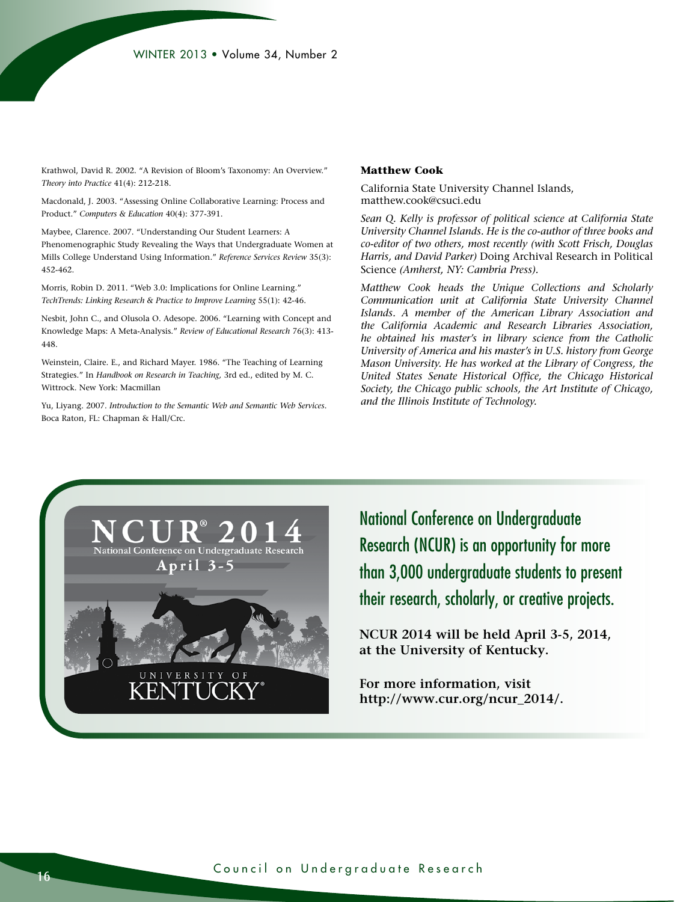Krathwol, David R. 2002. "A Revision of Bloom's Taxonomy: An Overview." *Theory into Practice* 41(4): 212-218.

Macdonald, J. 2003. "Assessing Online Collaborative Learning: Process and Product." *Computers & Education* 40(4): 377-391.

Maybee, Clarence. 2007. "Understanding Our Student Learners: A Phenomenographic Study Revealing the Ways that Undergraduate Women at Mills College Understand Using Information." *Reference Services Review* 35(3): 452-462.

Morris, Robin D. 2011. "Web 3.0: Implications for Online Learning." *TechTrends: Linking Research & Practice to Improve Learning* 55(1): 42-46.

Nesbit, John C., and Olusola O. Adesope. 2006. "Learning with Concept and Knowledge Maps: A Meta-Analysis." *Review of Educational Research* 76(3): 413-448.

Weinstein, Claire. E., and Richard Mayer. 1986. "The Teaching of Learning Strategies." In *Handbook on Research in Teaching,* 3rd ed., edited by M. C. Wittrock. New York: Macmillan

Yu, Liyang. 2007. *Introduction to the Semantic Web and Semantic Web Services*. Boca Raton, FL: Chapman & Hall/Crc.

**Matthew Cook**

California State University Channel Islands, matthew.cook@csuci.edu

*Sean Q. Kelly is professor of political science at California State University Channel Islands. He is the co-author of three books and co-editor of two others, most recently (with Scott Frisch, Douglas Harris, and David Parker)* Doing Archival Research in Political Science *(Amherst, NY: Cambria Press).*

*Matthew Cook heads the Unique Collections and Scholarly Communication unit at California State University Channel Islands. A member of the American Library Association and the California Academic and Research Libraries Association, he obtained his master's in library science from the Catholic University of America and his master's in U.S. history from George Mason University. He has worked at the Library of Congress, the United States Senate Historical Office, the Chicago Historical Society, the Chicago public schools, the Art Institute of Chicago, and the Illinois Institute of Technology.*

NCUR® 2014
National Conference on Undergraduate Research
April 3-5
UNIVERSITY OF KENTUCKY®

National Conference on Undergraduate Research (NCUR) is an opportunity for more than 3,000 undergraduate students to present their research, scholarly, or creative projects.

**NCUR 2014 will be held April 3-5, 2014, at the University of Kentucky.**

**For more information, visit http://www.cur.org/ncur_2014/.**